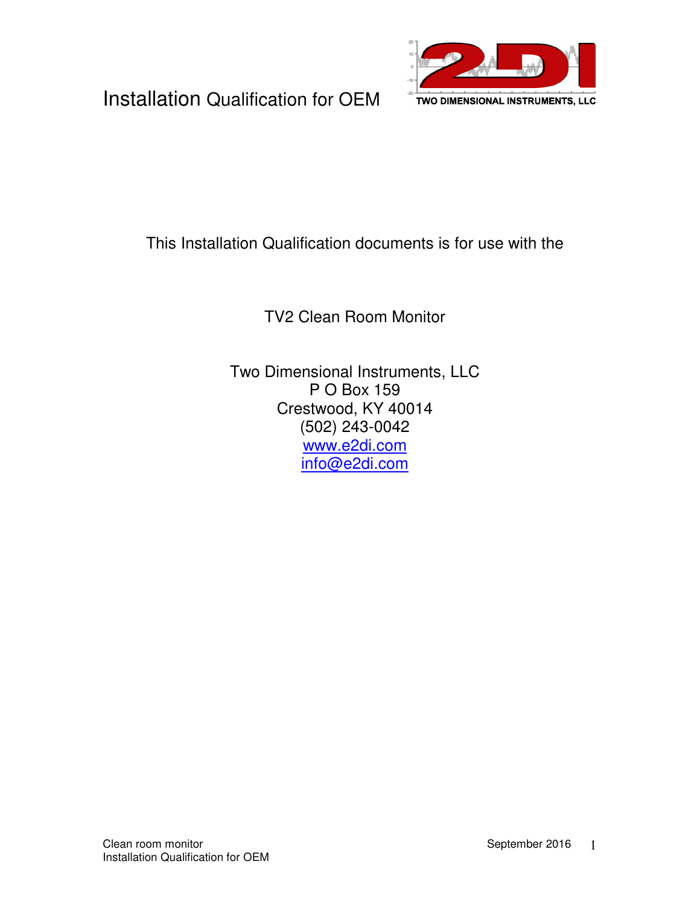# Installation Qualification for OEM

TWO DIMENSIONAL INSTRUMENTS, LLC

This Installation Qualification documents is for use with the

TV2 Clean Room Monitor

Two Dimensional Instruments, LLC
P O Box 159
Crestwood, KY 40014
(502) 243-0042
www.e2di.com
info@e2di.com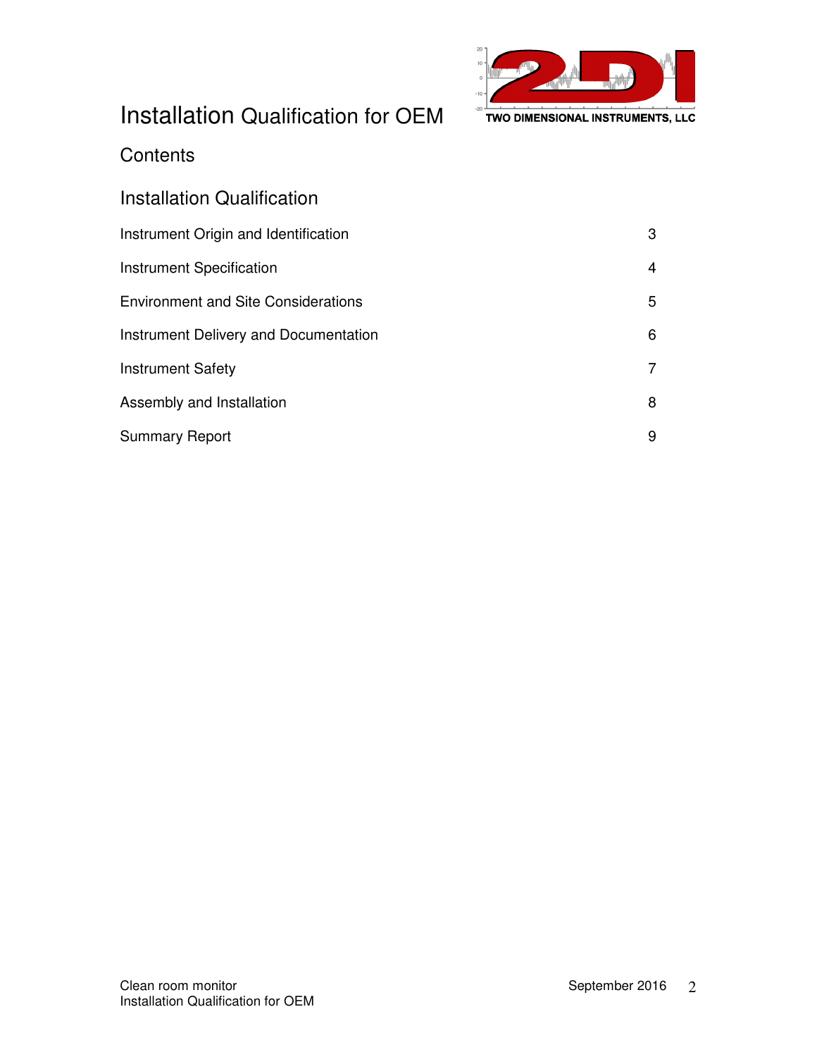# Installation Qualification for OEM

## Contents

## Installation Qualification

| | |
|---|---|
| Instrument Origin and Identification | 3 |
| Instrument Specification | 4 |
| Environment and Site Considerations | 5 |
| Instrument Delivery and Documentation | 6 |
| Instrument Safety | 7 |
| Assembly and Installation | 8 |
| Summary Report | 9 |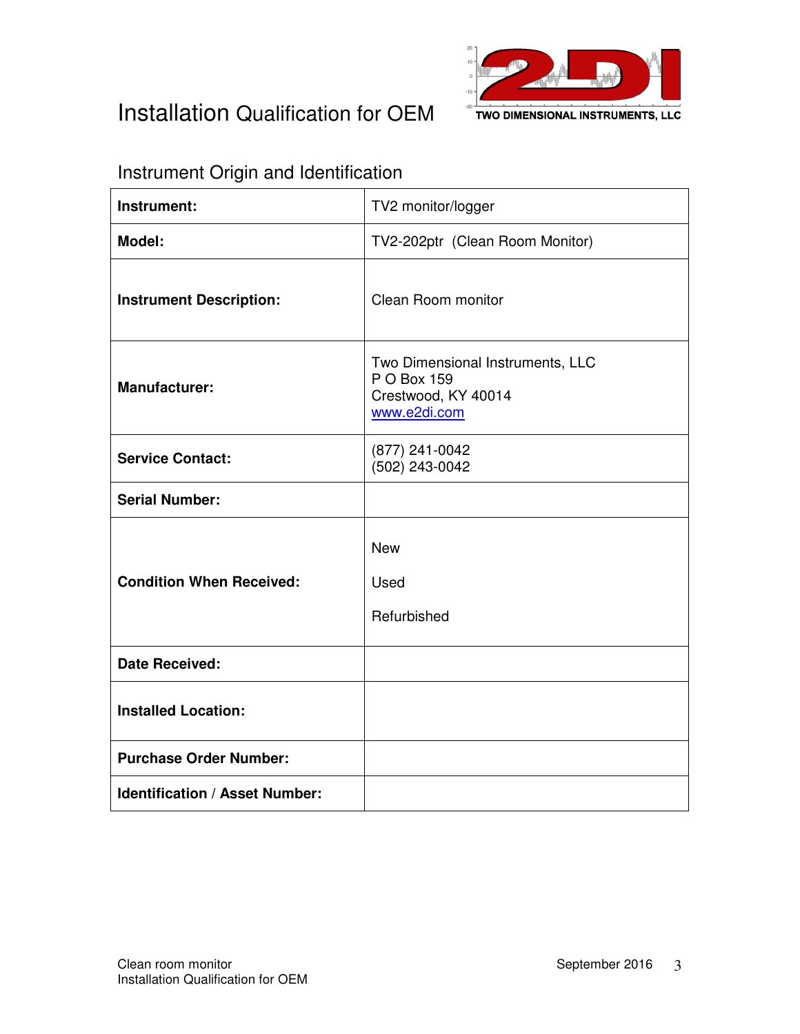# Installation Qualification for OEM

TWO DIMENSIONAL INSTRUMENTS, LLC

## Instrument Origin and Identification

| | |
|---|---|
| **Instrument:** | TV2 monitor/logger |
| **Model:** | TV2-202ptr (Clean Room Monitor) |
| **Instrument Description:** | Clean Room monitor |
| **Manufacturer:** | Two Dimensional Instruments, LLC<br>P O Box 159<br>Crestwood, KY 40014<br>www.e2di.com |
| **Service Contact:** | (877) 241-0042<br>(502) 243-0042 |
| **Serial Number:** | |
| **Condition When Received:** | New<br><br>Used<br><br>Refurbished |
| **Date Received:** | |
| **Installed Location:** | |
| **Purchase Order Number:** | |
| **Identification / Asset Number:** | |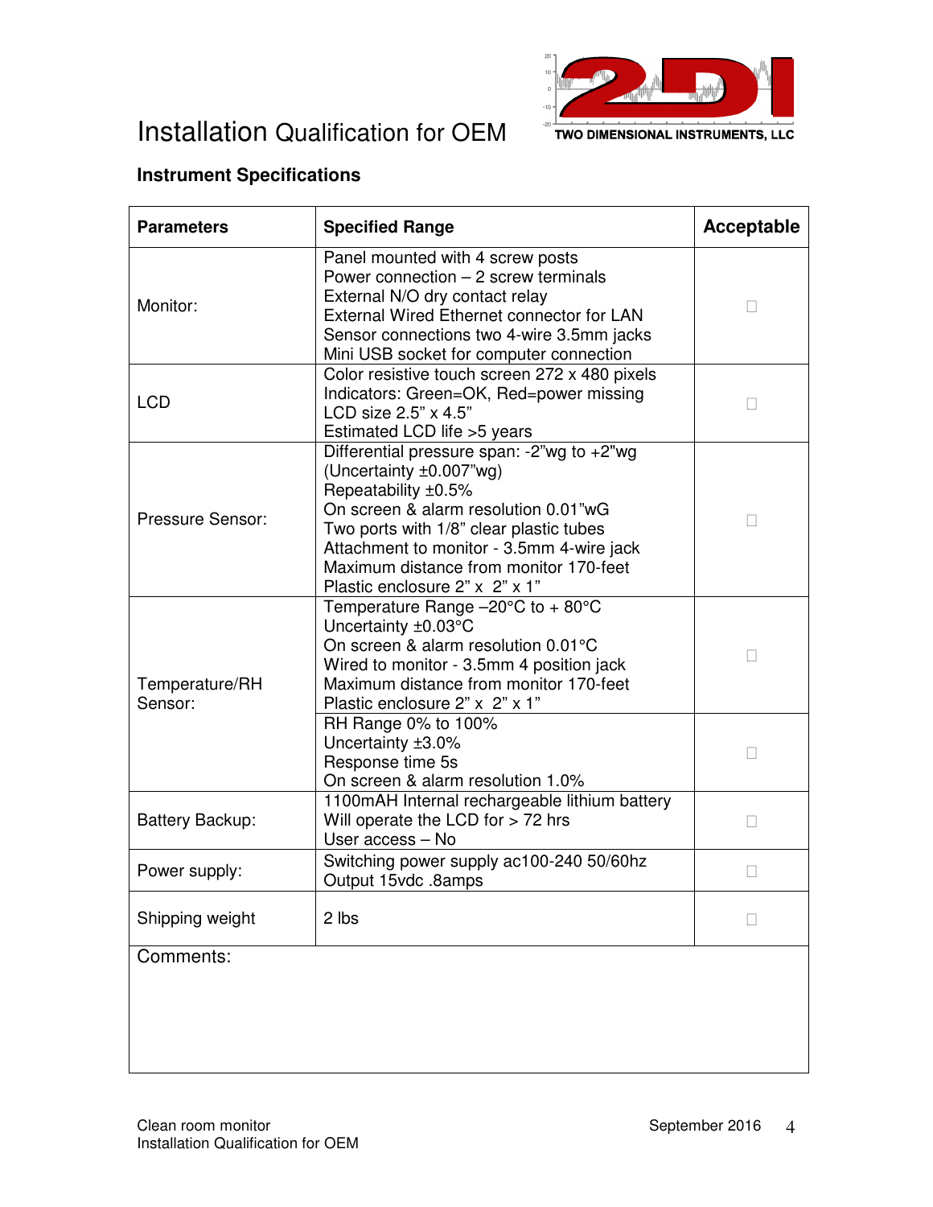# Installation Qualification for OEM

TWO DIMENSIONAL INSTRUMENTS, LLC

### Instrument Specifications

| Parameters | Specified Range | Acceptable |
|---|---|---|
| Monitor: | Panel mounted with 4 screw posts<br>Power connection – 2 screw terminals<br>External N/O dry contact relay<br>External Wired Ethernet connector for LAN<br>Sensor connections two 4-wire 3.5mm jacks<br>Mini USB socket for computer connection | ☐ |
| LCD | Color resistive touch screen 272 x 480 pixels<br>Indicators: Green=OK, Red=power missing<br>LCD size 2.5" x 4.5"<br>Estimated LCD life >5 years | ☐ |
| Pressure Sensor: | Differential pressure span: -2"wg to +2"wg<br>(Uncertainty ±0.007"wg)<br>Repeatability ±0.5%<br>On screen & alarm resolution 0.01"wG<br>Two ports with 1/8" clear plastic tubes<br>Attachment to monitor - 3.5mm 4-wire jack<br>Maximum distance from monitor 170-feet<br>Plastic enclosure 2" x 2" x 1" | ☐ |
| Temperature/RH Sensor: | Temperature Range –20°C to + 80°C<br>Uncertainty ±0.03°C<br>On screen & alarm resolution 0.01°C<br>Wired to monitor - 3.5mm 4 position jack<br>Maximum distance from monitor 170-feet<br>Plastic enclosure 2" x 2" x 1" | ☐ |
| | RH Range 0% to 100%<br>Uncertainty ±3.0%<br>Response time 5s<br>On screen & alarm resolution 1.0% | ☐ |
| Battery Backup: | 1100mAH Internal rechargeable lithium battery<br>Will operate the LCD for > 72 hrs<br>User access – No | ☐ |
| Power supply: | Switching power supply ac100-240 50/60hz<br>Output 15vdc .8amps | ☐ |
| Shipping weight | 2 lbs | ☐ |
| Comments: | | |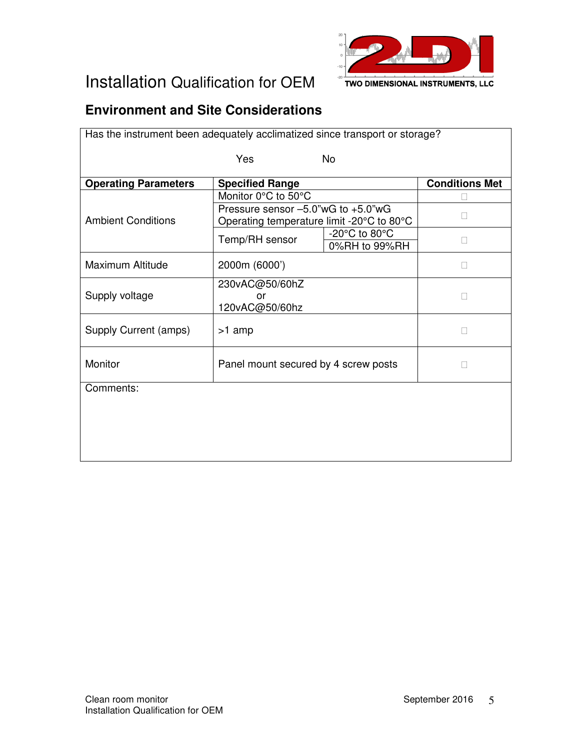# Installation Qualification for OEM

## Environment and Site Considerations

| Has the instrument been adequately acclimatized since transport or storage? | | | |
|---|---|---|---|
| | Yes | No | |
| **Operating Parameters** | **Specified Range** | | **Conditions Met** |
| Ambient Conditions | Monitor 0°C to 50°C | | ☐ |
| | Pressure sensor –5.0"wG to +5.0"wG<br>Operating temperature limit -20°C to 80°C | | ☐ |
| | Temp/RH sensor | -20°C to 80°C<br>0%RH to 99%RH | ☐ |
| Maximum Altitude | 2000m (6000') | | ☐ |
| Supply voltage | 230vAC@50/60hZ<br>or<br>120vAC@50/60hz | | ☐ |
| Supply Current (amps) | >1 amp | | ☐ |
| Monitor | Panel mount secured by 4 screw posts | | ☐ |
| Comments: | | | |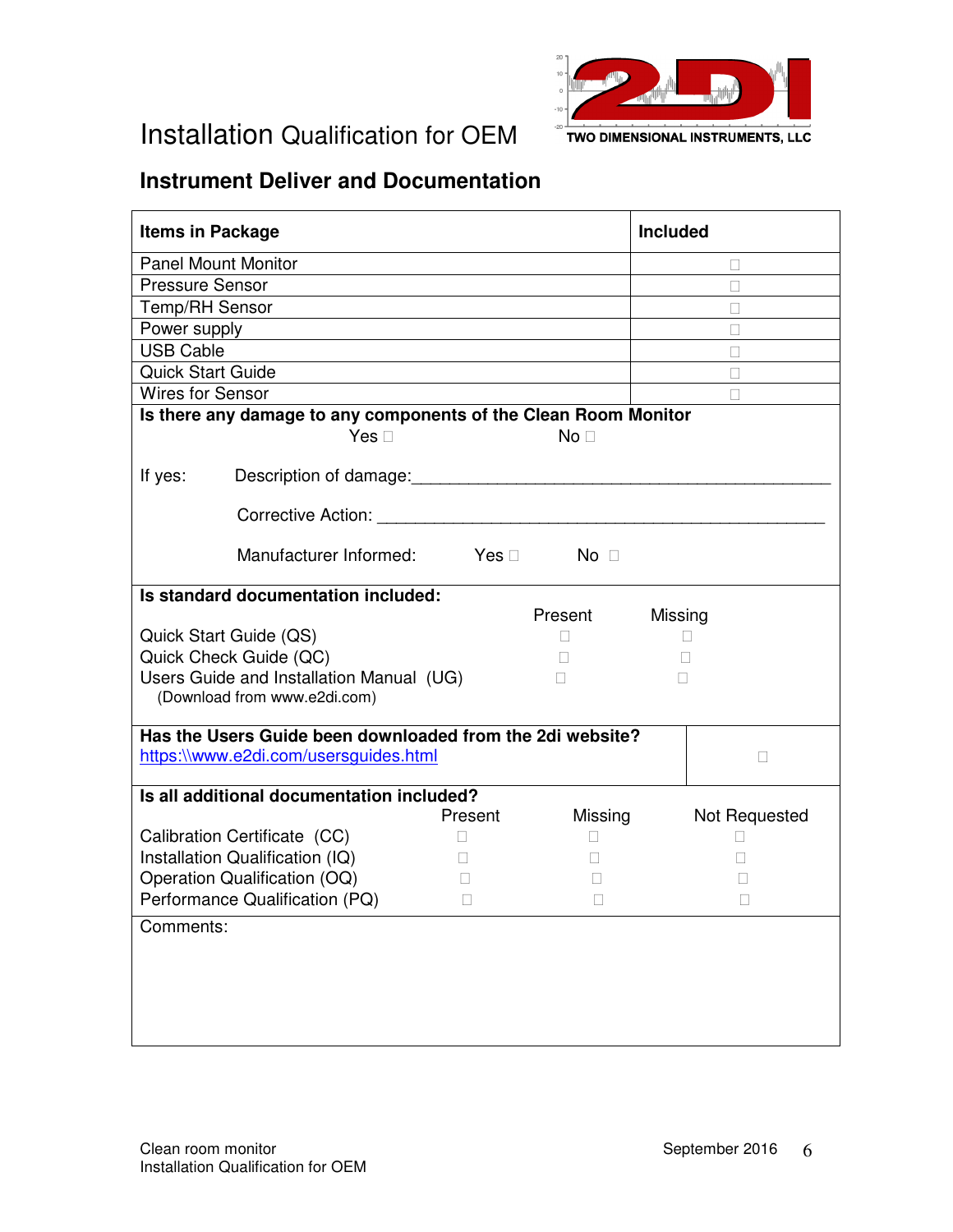# Installation Qualification for OEM

## Instrument Deliver and Documentation

| Items in Package | Included |
|---|---|
| Panel Mount Monitor | ☐ |
| Pressure Sensor | ☐ |
| Temp/RH Sensor | ☐ |
| Power supply | ☐ |
| USB Cable | ☐ |
| Quick Start Guide | ☐ |
| Wires for Sensor | ☐ |

**Is there any damage to any components of the Clean Room Monitor**

Yes ☐ No ☐

If yes: Description of damage:_______________________________________________

Corrective Action: _______________________________________________

Manufacturer Informed: Yes ☐ No ☐

**Is standard documentation included:**

| | Present | Missing |
|---|---|---|
| Quick Start Guide (QS) | ☐ | ☐ |
| Quick Check Guide (QC) | ☐ | ☐ |
| Users Guide and Installation Manual (UG) (Download from www.e2di.com) | ☐ | ☐ |

**Has the Users Guide been downloaded from the 2di website?** ☐

https:\\www.e2di.com/usersguides.html

**Is all additional documentation included?**

| | Present | Missing | Not Requested |
|---|---|---|---|
| Calibration Certificate (CC) | ☐ | ☐ | ☐ |
| Installation Qualification (IQ) | ☐ | ☐ | ☐ |
| Operation Qualification (OQ) | ☐ | ☐ | ☐ |
| Performance Qualification (PQ) | ☐ | ☐ | ☐ |

Comments: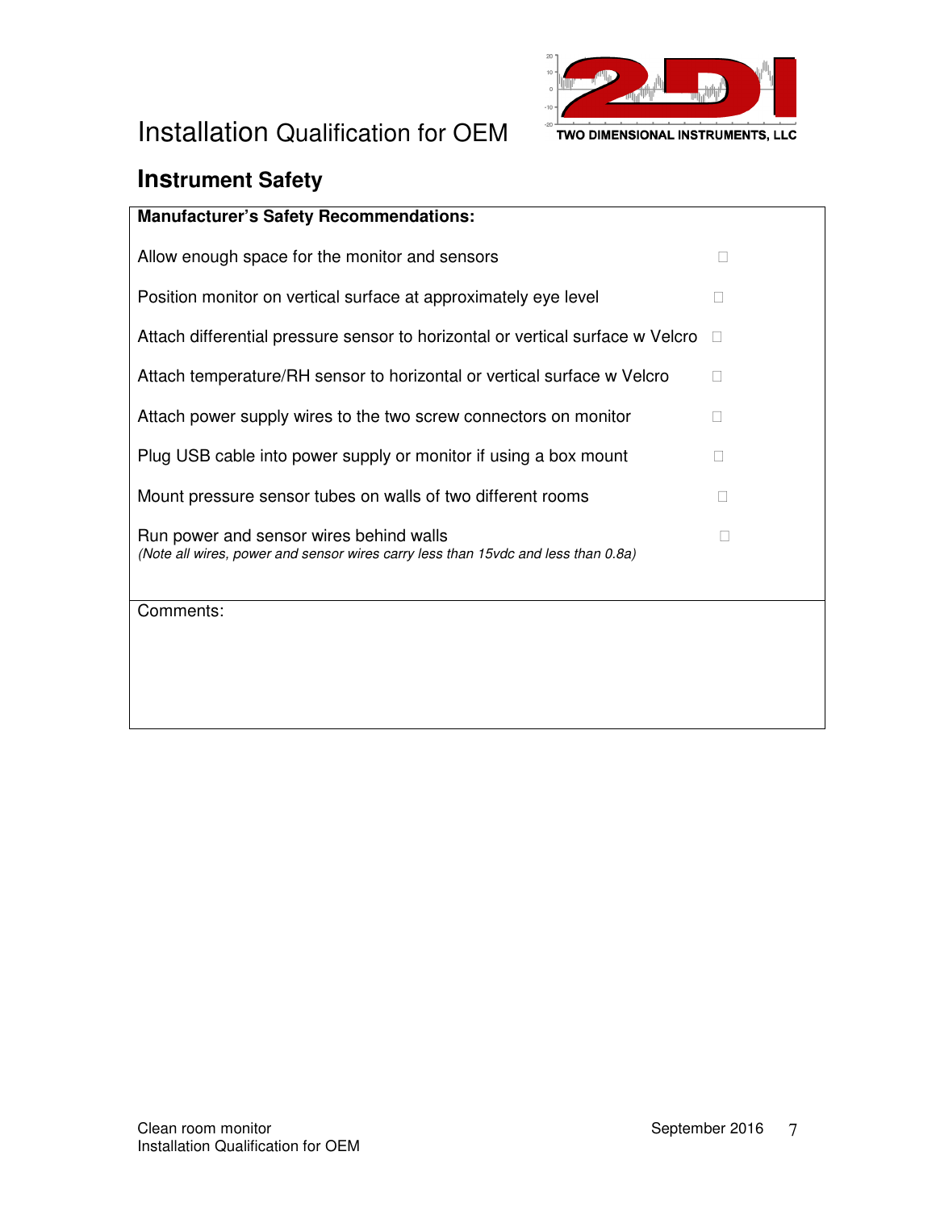# Installation Qualification for OEM

## Instrument Safety

| Manufacturer's Safety Recommendations: | |
|---|---|
| Allow enough space for the monitor and sensors | ☐ |
| Position monitor on vertical surface at approximately eye level | ☐ |
| Attach differential pressure sensor to horizontal or vertical surface w Velcro | ☐ |
| Attach temperature/RH sensor to horizontal or vertical surface w Velcro | ☐ |
| Attach power supply wires to the two screw connectors on monitor | ☐ |
| Plug USB cable into power supply or monitor if using a box mount | ☐ |
| Mount pressure sensor tubes on walls of two different rooms | ☐ |
| Run power and sensor wires behind walls<br>*(Note all wires, power and sensor wires carry less than 15vdc and less than 0.8a)* | ☐ |
| Comments: | |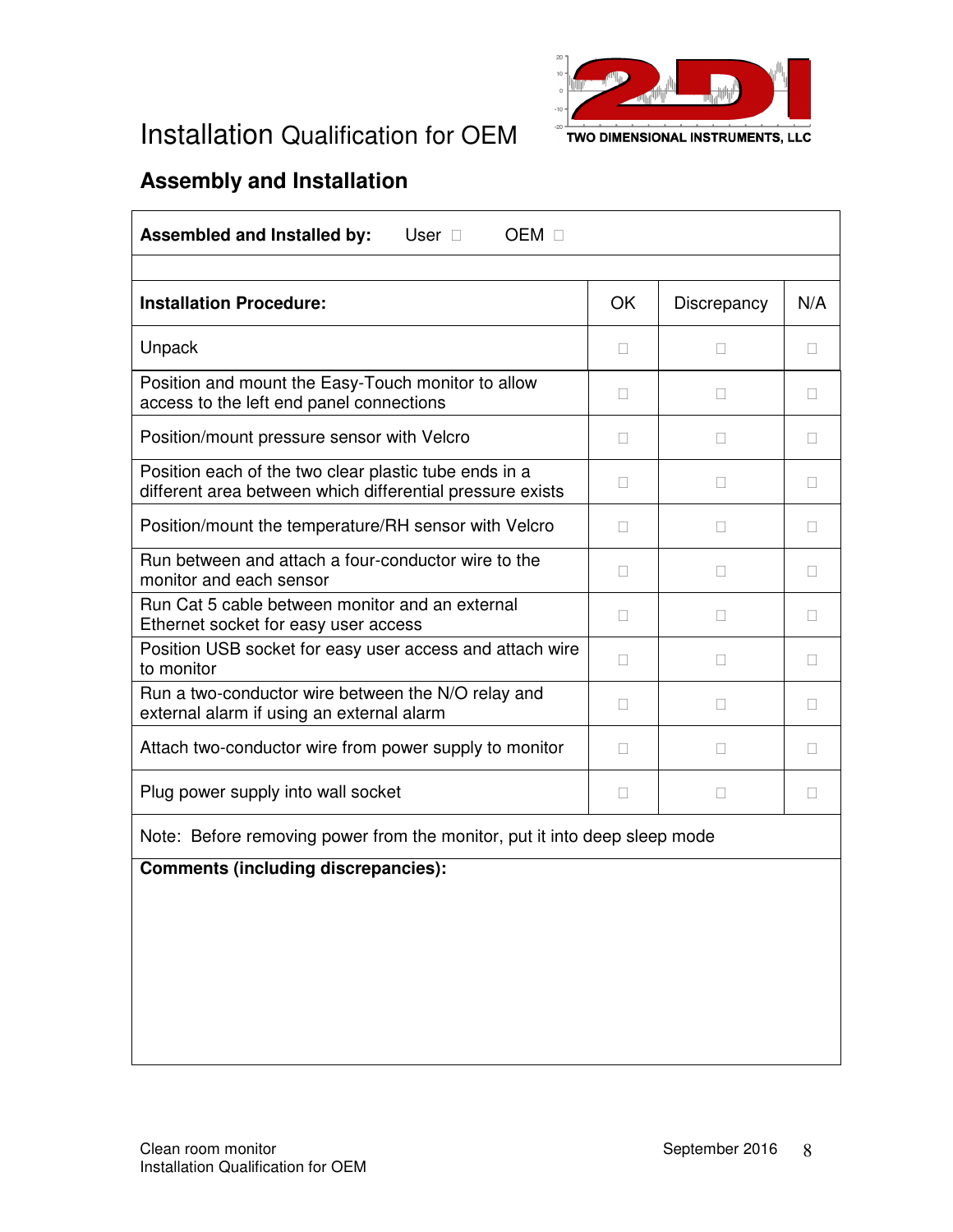# Installation Qualification for OEM

TWO DIMENSIONAL INSTRUMENTS, LLC

## Assembly and Installation

**Assembled and Installed by:** User ☐ OEM ☐

| **Installation Procedure:** | OK | Discrepancy | N/A |
|---|---|---|---|
| Unpack | ☐ | ☐ | ☐ |
| Position and mount the Easy-Touch monitor to allow access to the left end panel connections | ☐ | ☐ | ☐ |
| Position/mount pressure sensor with Velcro | ☐ | ☐ | ☐ |
| Position each of the two clear plastic tube ends in a different area between which differential pressure exists | ☐ | ☐ | ☐ |
| Position/mount the temperature/RH sensor with Velcro | ☐ | ☐ | ☐ |
| Run between and attach a four-conductor wire to the monitor and each sensor | ☐ | ☐ | ☐ |
| Run Cat 5 cable between monitor and an external Ethernet socket for easy user access | ☐ | ☐ | ☐ |
| Position USB socket for easy user access and attach wire to monitor | ☐ | ☐ | ☐ |
| Run a two-conductor wire between the N/O relay and external alarm if using an external alarm | ☐ | ☐ | ☐ |
| Attach two-conductor wire from power supply to monitor | ☐ | ☐ | ☐ |
| Plug power supply into wall socket | ☐ | ☐ | ☐ |

Note: Before removing power from the monitor, put it into deep sleep mode

**Comments (including discrepancies):**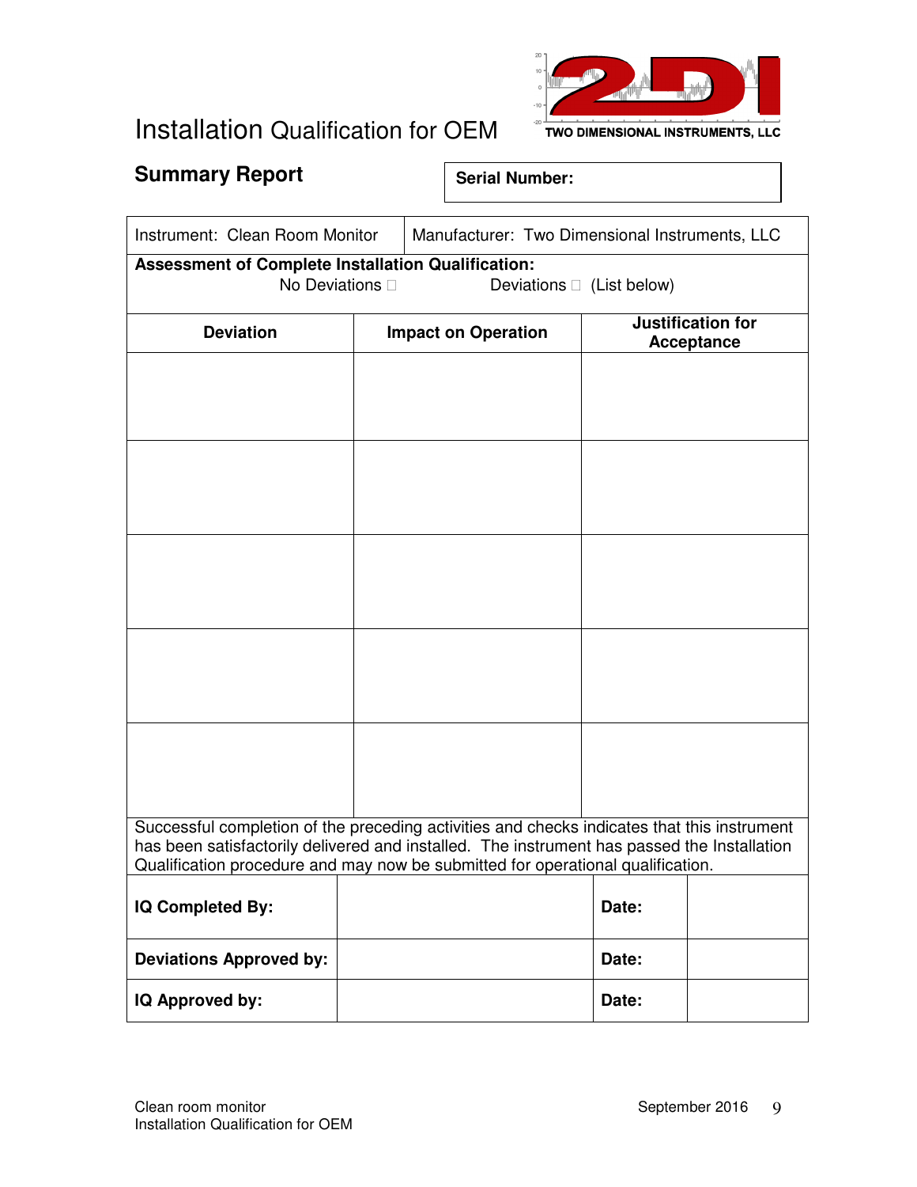# Installation Qualification for OEM

TWO DIMENSIONAL INSTRUMENTS, LLC

## Summary Report

**Serial Number:**

| Instrument: Clean Room Monitor | Manufacturer: Two Dimensional Instruments, LLC |
|---|---|

**Assessment of Complete Installation Qualification:**

No Deviations ☐ Deviations ☐ (List below)

| Deviation | Impact on Operation | Justification for Acceptance |
|---|---|---|
| | | |
| | | |
| | | |
| | | |
| | | |

Successful completion of the preceding activities and checks indicates that this instrument has been satisfactorily delivered and installed. The instrument has passed the Installation Qualification procedure and may now be submitted for operational qualification.

| | | | |
|---|---|---|---|
| **IQ Completed By:** | | **Date:** | |
| **Deviations Approved by:** | | **Date:** | |
| **IQ Approved by:** | | **Date:** | |